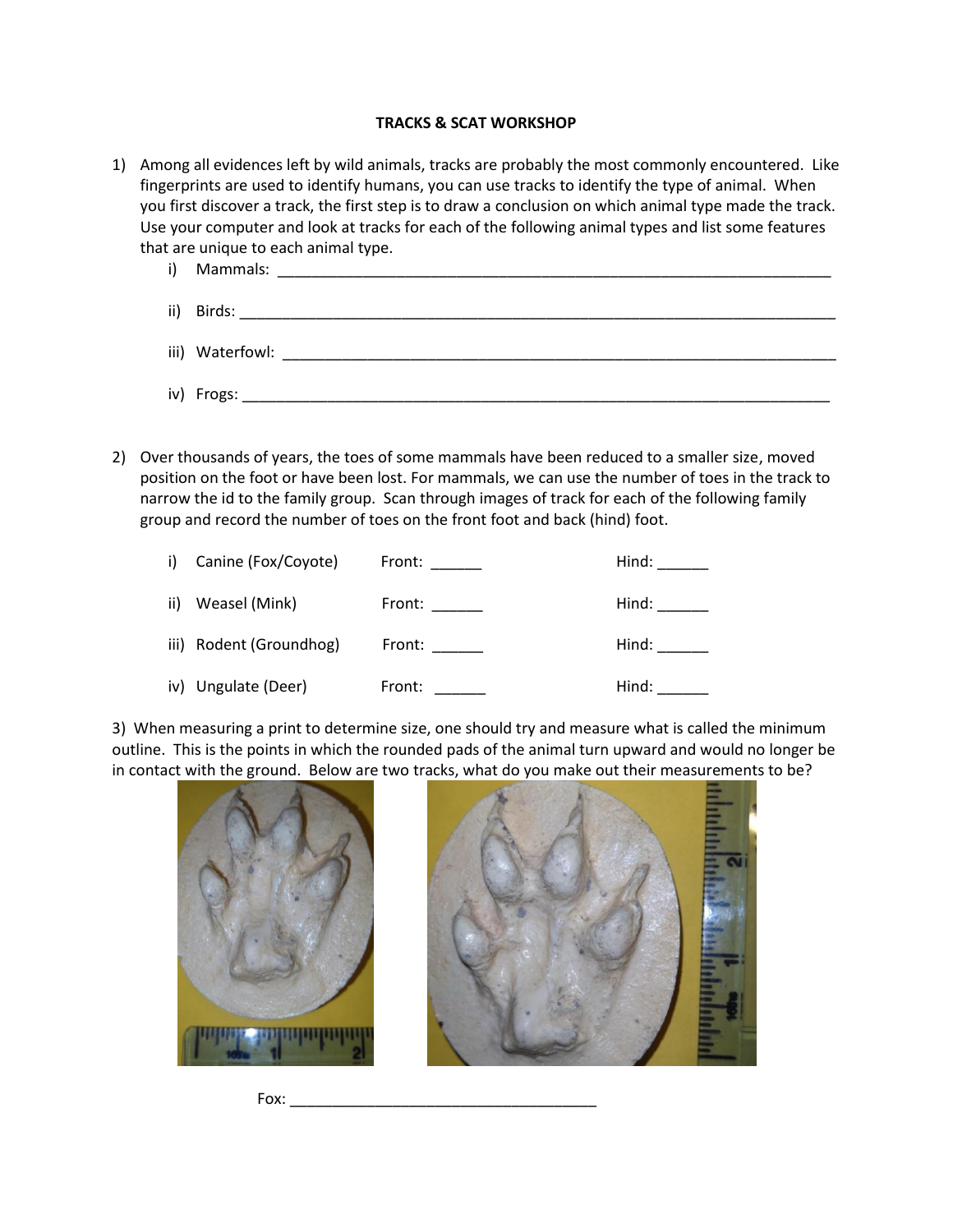# TRACKS & SCAT WORKSHOP

1) Among all evidences left by wild animals, tracks are probably the most commonly encountered. Like fingerprints are used to identify humans, you can use tracks to identify the type of animal. When you first discover a track, the first step is to draw a conclusion on which animal type made the track. Use your computer and look at tracks for each of the following animal types and list some features that are unique to each animal type.

   i) Mammals: ____________________________________________________________________

   ii) Birds: ______________________________________________________________________

   iii) Waterfowl: __________________________________________________________________

   iv) Frogs: _____________________________________________________________________

2) Over thousands of years, the toes of some mammals have been reduced to a smaller size, moved position on the foot or have been lost. For mammals, we can use the number of toes in the track to narrow the id to the family group. Scan through images of track for each of the following family group and record the number of toes on the front foot and back (hind) foot.

   i) Canine (Fox/Coyote) Front: ______ Hind: ______

   ii) Weasel (Mink) Front: ______ Hind: ______

   iii) Rodent (Groundhog) Front: ______ Hind: ______

   iv) Ungulate (Deer) Front: ______ Hind: ______

3) When measuring a print to determine size, one should try and measure what is called the minimum outline. This is the points in which the rounded pads of the animal turn upward and would no longer be in contact with the ground. Below are two tracks, what do you make out their measurements to be?

Fox: ____________________________________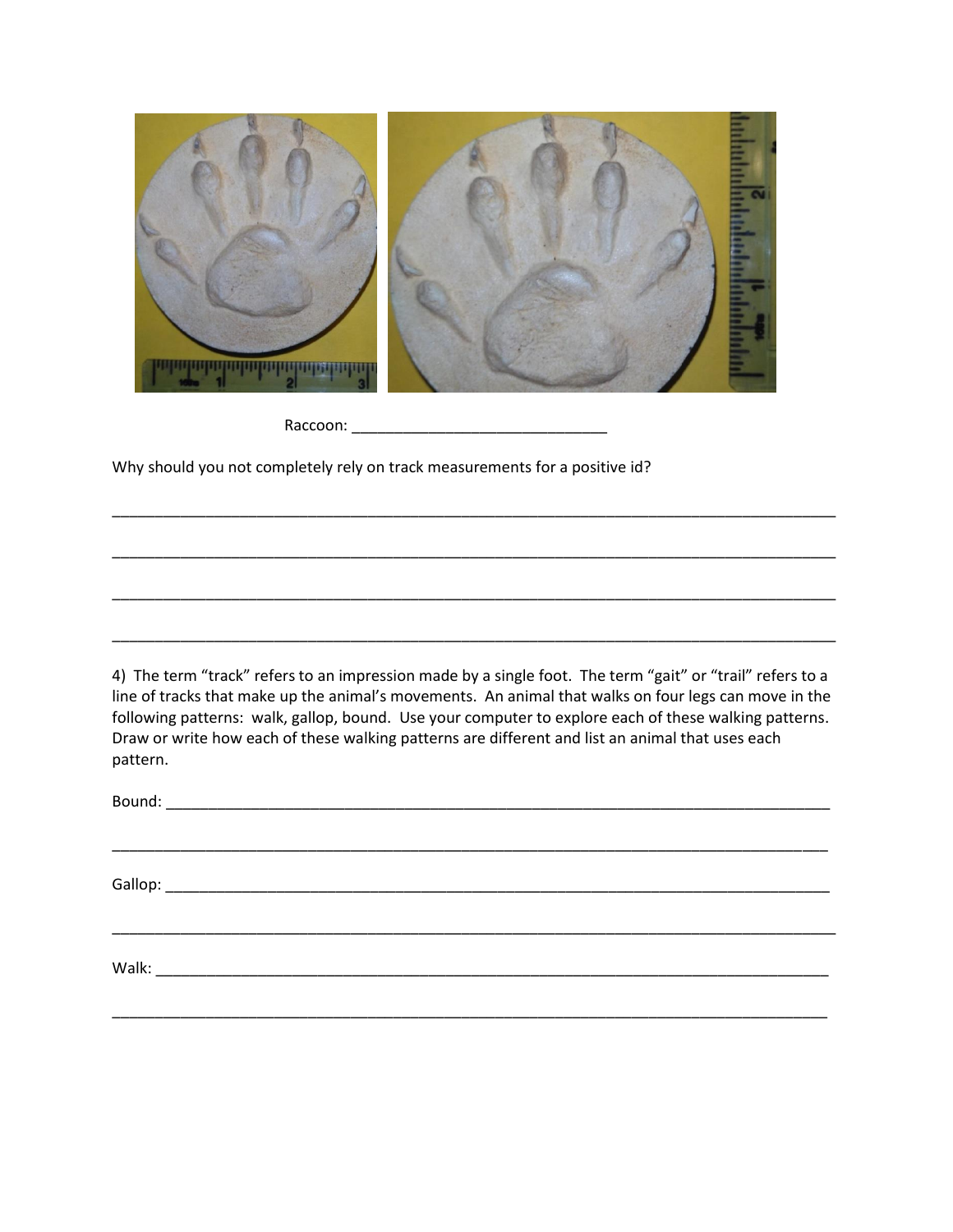Raccoon: ______________________________

Why should you not completely rely on track measurements for a positive id?

_______________________________________________________________________________________

_______________________________________________________________________________________

_______________________________________________________________________________________

_______________________________________________________________________________________

4) The term "track" refers to an impression made by a single foot. The term "gait" or "trail" refers to a line of tracks that make up the animal's movements. An animal that walks on four legs can move in the following patterns: walk, gallop, bound. Use your computer to explore each of these walking patterns. Draw or write how each of these walking patterns are different and list an animal that uses each pattern.

Bound: ________________________________________________________________________________

_______________________________________________________________________________________

Gallop: _______________________________________________________________________________

_______________________________________________________________________________________

Walk: _________________________________________________________________________________

_______________________________________________________________________________________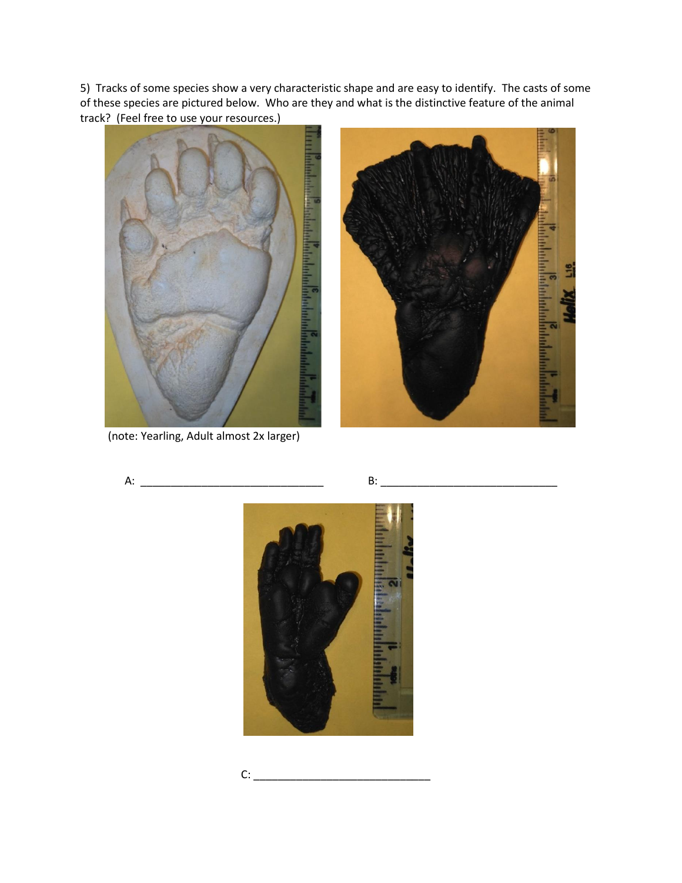5) Tracks of some species show a very characteristic shape and are easy to identify. The casts of some of these species are pictured below. Who are they and what is the distinctive feature of the animal track? (Feel free to use your resources.)

(note: Yearling, Adult almost 2x larger)

A: ______________________________

B: ______________________________

C: ______________________________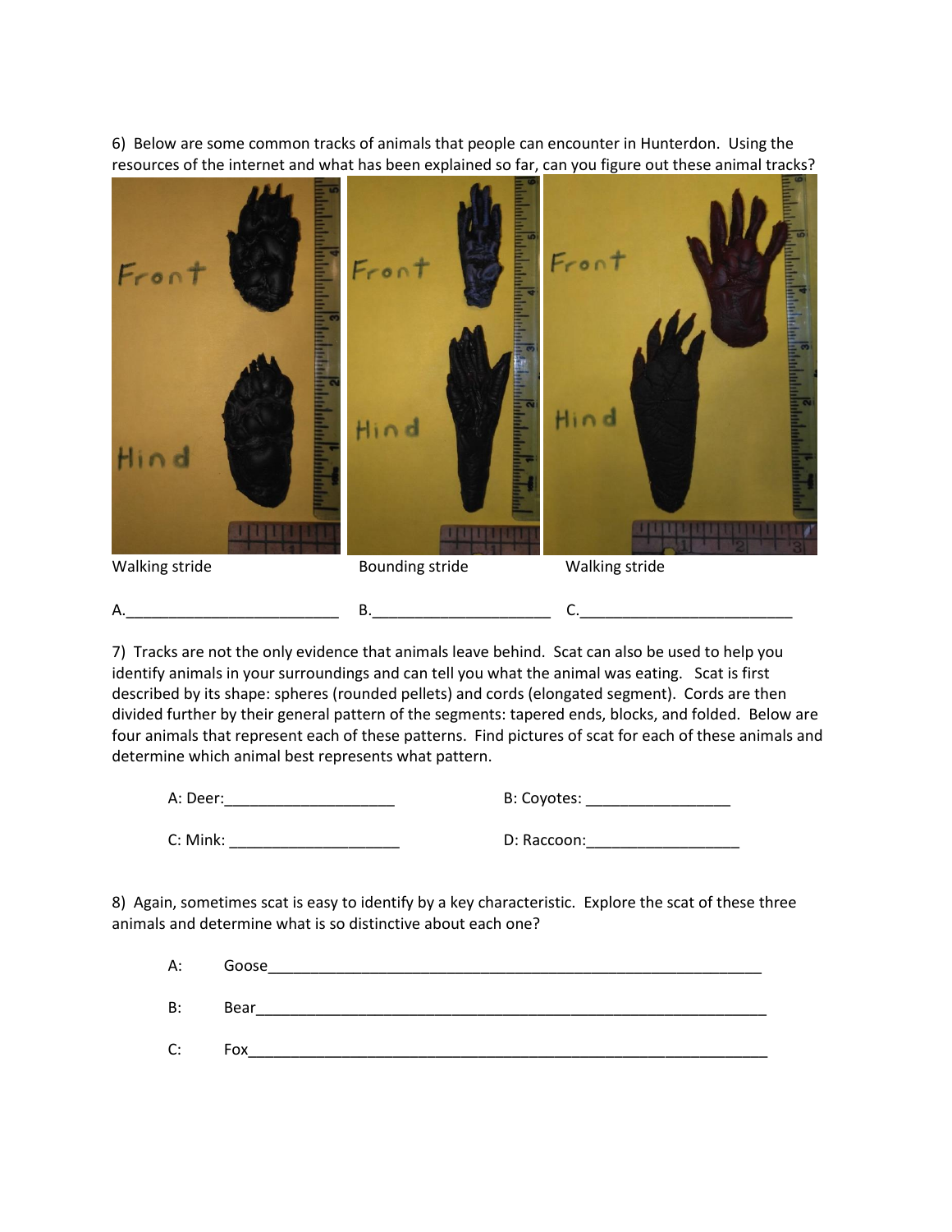6) Below are some common tracks of animals that people can encounter in Hunterdon. Using the resources of the internet and what has been explained so far, can you figure out these animal tracks?

Walking stride Bounding stride Walking stride

A.________________________ B.____________________ C.________________________

7) Tracks are not the only evidence that animals leave behind. Scat can also be used to help you identify animals in your surroundings and can tell you what the animal was eating. Scat is first described by its shape: spheres (rounded pellets) and cords (elongated segment). Cords are then divided further by their general pattern of the segments: tapered ends, blocks, and folded. Below are four animals that represent each of these patterns. Find pictures of scat for each of these animals and determine which animal best represents what pattern.

A: Deer:____________________ B: Coyotes: ________________

C: Mink: ____________________ D: Raccoon:_________________

8) Again, sometimes scat is easy to identify by a key characteristic. Explore the scat of these three animals and determine what is so distinctive about each one?

A: Goose__________________________________________________________

B: Bear___________________________________________________________

C: Fox____________________________________________________________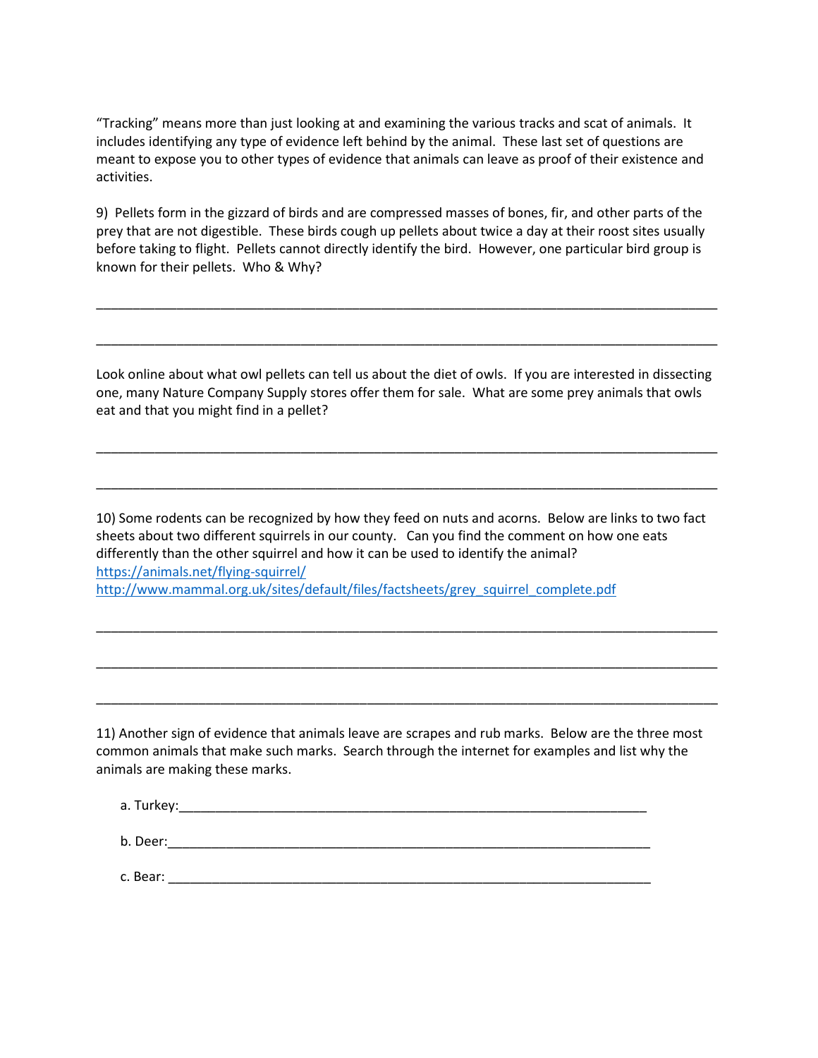“Tracking” means more than just looking at and examining the various tracks and scat of animals. It includes identifying any type of evidence left behind by the animal. These last set of questions are meant to expose you to other types of evidence that animals can leave as proof of their existence and activities.

9) Pellets form in the gizzard of birds and are compressed masses of bones, fir, and other parts of the prey that are not digestible. These birds cough up pellets about twice a day at their roost sites usually before taking to flight. Pellets cannot directly identify the bird. However, one particular bird group is known for their pellets. Who & Why?

______________________________________________________________________________

______________________________________________________________________________

Look online about what owl pellets can tell us about the diet of owls. If you are interested in dissecting one, many Nature Company Supply stores offer them for sale. What are some prey animals that owls eat and that you might find in a pellet?

______________________________________________________________________________

______________________________________________________________________________

10) Some rodents can be recognized by how they feed on nuts and acorns. Below are links to two fact sheets about two different squirrels in our county. Can you find the comment on how one eats differently than the other squirrel and how it can be used to identify the animal?
https://animals.net/flying-squirrel/
http://www.mammal.org.uk/sites/default/files/factsheets/grey_squirrel_complete.pdf

______________________________________________________________________________

______________________________________________________________________________

______________________________________________________________________________

11) Another sign of evidence that animals leave are scrapes and rub marks. Below are the three most common animals that make such marks. Search through the internet for examples and list why the animals are making these marks.

a. Turkey:____________________________________________________________

b. Deer:______________________________________________________________

c. Bear: ______________________________________________________________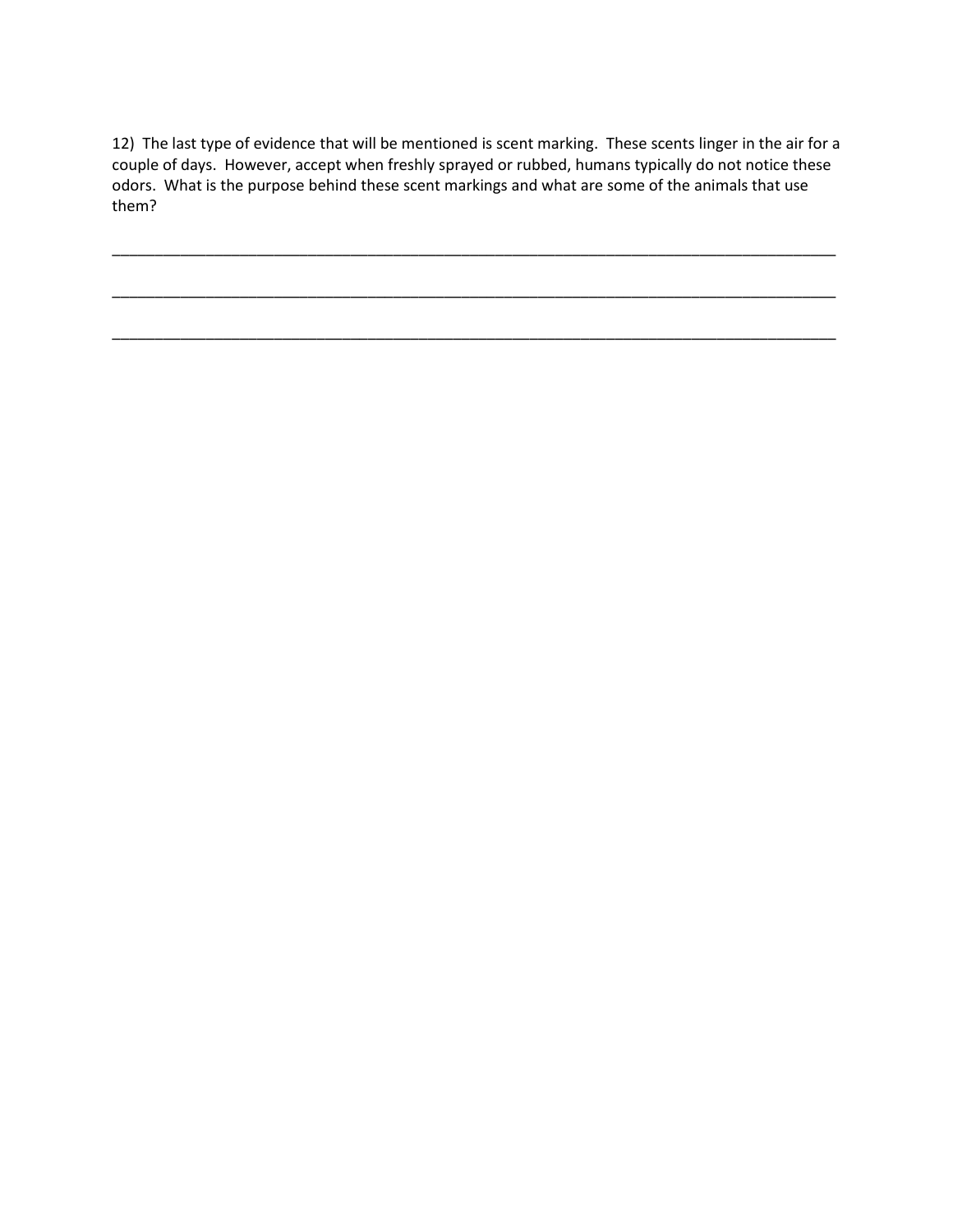12) The last type of evidence that will be mentioned is scent marking. These scents linger in the air for a couple of days. However, accept when freshly sprayed or rubbed, humans typically do not notice these odors. What is the purpose behind these scent markings and what are some of the animals that use them?

______________________________________________________________________________

______________________________________________________________________________

______________________________________________________________________________